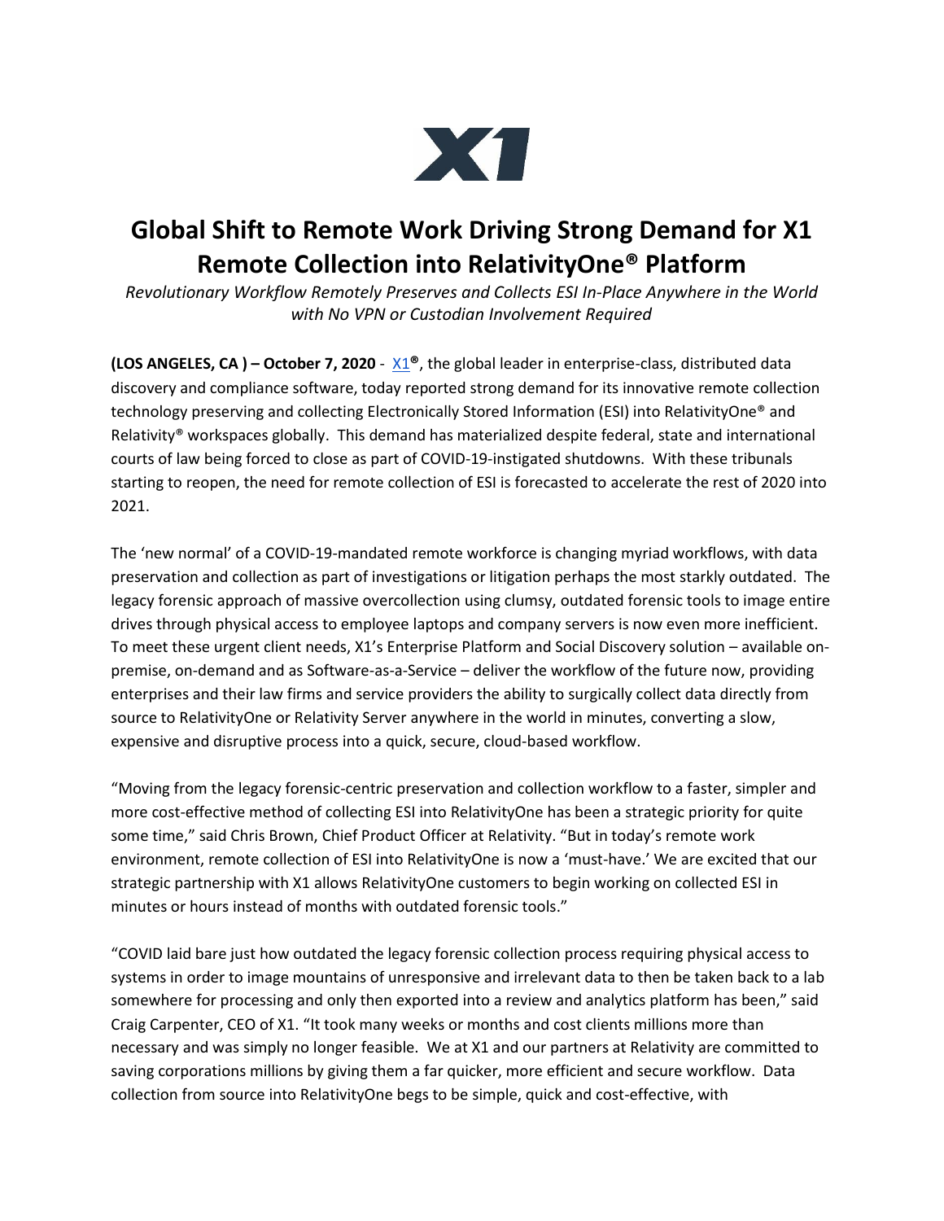X1

# Global Shift to Remote Work Driving Strong Demand for X1 Remote Collection into RelativityOne® Platform

*Revolutionary Workflow Remotely Preserves and Collects ESI In-Place Anywhere in the World with No VPN or Custodian Involvement Required*

**(LOS ANGELES, CA ) – October 7, 2020** - X1**®**, the global leader in enterprise-class, distributed data discovery and compliance software, today reported strong demand for its innovative remote collection technology preserving and collecting Electronically Stored Information (ESI) into RelativityOne® and Relativity® workspaces globally. This demand has materialized despite federal, state and international courts of law being forced to close as part of COVID-19-instigated shutdowns. With these tribunals starting to reopen, the need for remote collection of ESI is forecasted to accelerate the rest of 2020 into 2021.

The 'new normal' of a COVID-19-mandated remote workforce is changing myriad workflows, with data preservation and collection as part of investigations or litigation perhaps the most starkly outdated. The legacy forensic approach of massive overcollection using clumsy, outdated forensic tools to image entire drives through physical access to employee laptops and company servers is now even more inefficient. To meet these urgent client needs, X1's Enterprise Platform and Social Discovery solution – available on-premise, on-demand and as Software-as-a-Service – deliver the workflow of the future now, providing enterprises and their law firms and service providers the ability to surgically collect data directly from source to RelativityOne or Relativity Server anywhere in the world in minutes, converting a slow, expensive and disruptive process into a quick, secure, cloud-based workflow.

"Moving from the legacy forensic-centric preservation and collection workflow to a faster, simpler and more cost-effective method of collecting ESI into RelativityOne has been a strategic priority for quite some time," said Chris Brown, Chief Product Officer at Relativity. "But in today's remote work environment, remote collection of ESI into RelativityOne is now a 'must-have.' We are excited that our strategic partnership with X1 allows RelativityOne customers to begin working on collected ESI in minutes or hours instead of months with outdated forensic tools."

"COVID laid bare just how outdated the legacy forensic collection process requiring physical access to systems in order to image mountains of unresponsive and irrelevant data to then be taken back to a lab somewhere for processing and only then exported into a review and analytics platform has been," said Craig Carpenter, CEO of X1. "It took many weeks or months and cost clients millions more than necessary and was simply no longer feasible. We at X1 and our partners at Relativity are committed to saving corporations millions by giving them a far quicker, more efficient and secure workflow. Data collection from source into RelativityOne begs to be simple, quick and cost-effective, with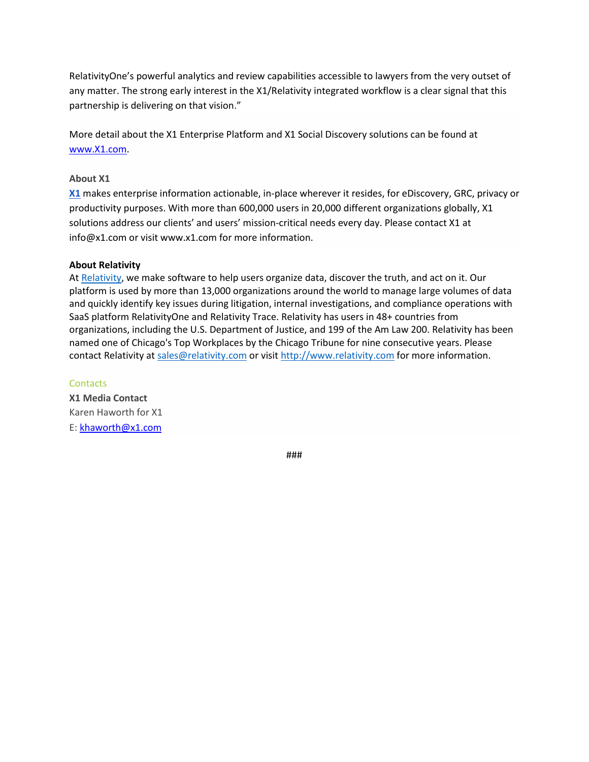RelativityOne's powerful analytics and review capabilities accessible to lawyers from the very outset of any matter. The strong early interest in the X1/Relativity integrated workflow is a clear signal that this partnership is delivering on that vision."

More detail about the X1 Enterprise Platform and X1 Social Discovery solutions can be found at www.X1.com.

**About X1**

**X1** makes enterprise information actionable, in-place wherever it resides, for eDiscovery, GRC, privacy or productivity purposes. With more than 600,000 users in 20,000 different organizations globally, X1 solutions address our clients' and users' mission-critical needs every day. Please contact X1 at info@x1.com or visit www.x1.com for more information.

**About Relativity**

At Relativity, we make software to help users organize data, discover the truth, and act on it. Our platform is used by more than 13,000 organizations around the world to manage large volumes of data and quickly identify key issues during litigation, internal investigations, and compliance operations with SaaS platform RelativityOne and Relativity Trace. Relativity has users in 48+ countries from organizations, including the U.S. Department of Justice, and 199 of the Am Law 200. Relativity has been named one of Chicago's Top Workplaces by the Chicago Tribune for nine consecutive years. Please contact Relativity at sales@relativity.com or visit http://www.relativity.com for more information.

Contacts

**X1 Media Contact**

Karen Haworth for X1

E: khaworth@x1.com

###